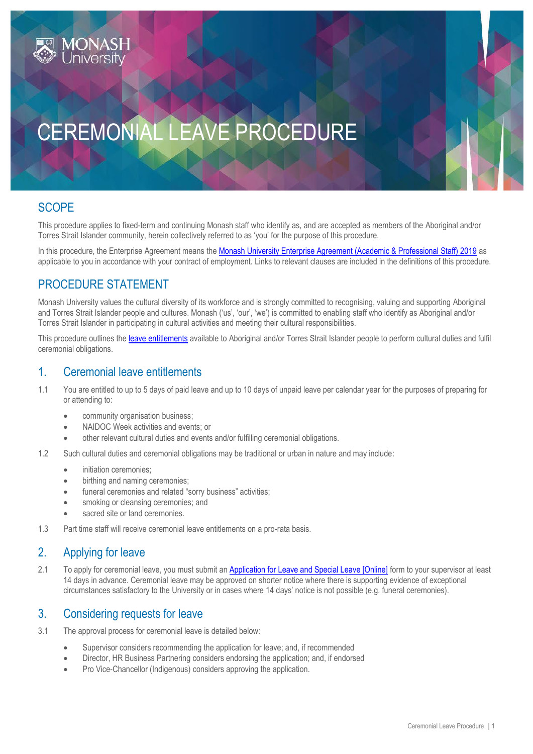# CEREMONIAL LEAVE PROCEDURE

## SCOPE

This procedure applies to fixed-term and continuing Monash staff who identify as, and are accepted as members of the Aboriginal and/or Torres Strait Islander community, herein collectively referred to as 'you' for the purpose of this procedure.

In this procedure, the Enterprise Agreement means the Monash University Enterprise Agreement (Academic & Professional Staff) 2019 as applicable to you in accordance with your contract of employment. Links to relevant clauses are included in the definitions of this procedure.

## PROCEDURE STATEMENT

Monash University values the cultural diversity of its workforce and is strongly committed to recognising, valuing and supporting Aboriginal and Torres Strait Islander people and cultures. Monash ('us', 'our', 'we') is committed to enabling staff who identify as Aboriginal and/or Torres Strait Islander in participating in cultural activities and meeting their cultural responsibilities.

This procedure outlines the leave entitlements available to Aboriginal and/or Torres Strait Islander people to perform cultural duties and fulfil ceremonial obligations.

### 1. Ceremonial leave entitlements

1.1 You are entitled to up to 5 days of paid leave and up to 10 days of unpaid leave per calendar year for the purposes of preparing for or attending to:

- community organisation business;
- NAIDOC Week activities and events; or
- other relevant cultural duties and events and/or fulfilling ceremonial obligations.

1.2 Such cultural duties and ceremonial obligations may be traditional or urban in nature and may include:

- initiation ceremonies;
- birthing and naming ceremonies;
- funeral ceremonies and related "sorry business" activities;
- smoking or cleansing ceremonies; and
- sacred site or land ceremonies.

1.3 Part time staff will receive ceremonial leave entitlements on a pro-rata basis.

### 2. Applying for leave

2.1 To apply for ceremonial leave, you must submit an Application for Leave and Special Leave [Online] form to your supervisor at least 14 days in advance. Ceremonial leave may be approved on shorter notice where there is supporting evidence of exceptional circumstances satisfactory to the University or in cases where 14 days' notice is not possible (e.g. funeral ceremonies).

### 3. Considering requests for leave

3.1 The approval process for ceremonial leave is detailed below:

- Supervisor considers recommending the application for leave; and, if recommended
- Director, HR Business Partnering considers endorsing the application; and, if endorsed
- Pro Vice-Chancellor (Indigenous) considers approving the application.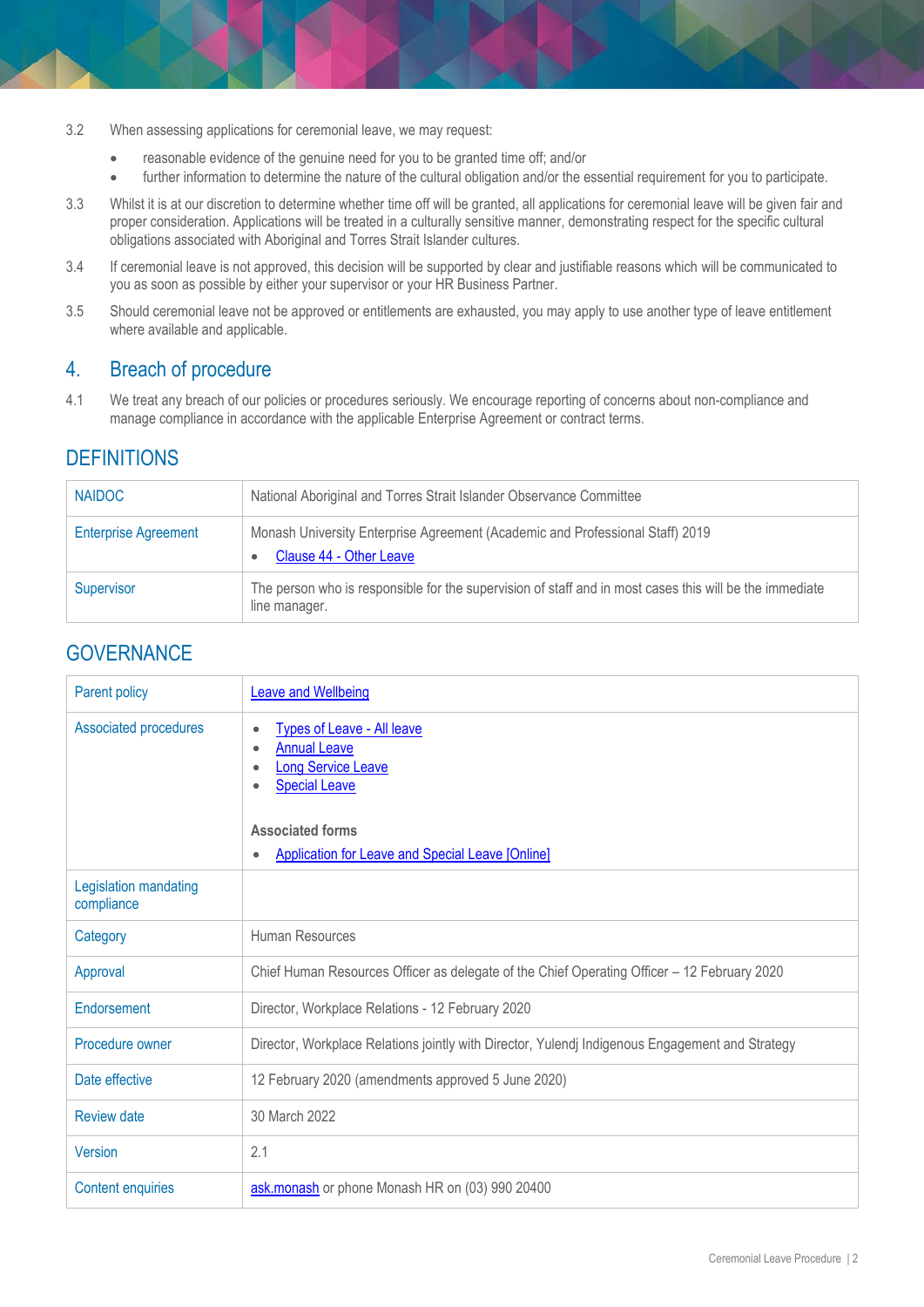3.2 When assessing applications for ceremonial leave, we may request:

- reasonable evidence of the genuine need for you to be granted time off; and/or
- further information to determine the nature of the cultural obligation and/or the essential requirement for you to participate.

3.3 Whilst it is at our discretion to determine whether time off will be granted, all applications for ceremonial leave will be given fair and proper consideration. Applications will be treated in a culturally sensitive manner, demonstrating respect for the specific cultural obligations associated with Aboriginal and Torres Strait Islander cultures.

3.4 If ceremonial leave is not approved, this decision will be supported by clear and justifiable reasons which will be communicated to you as soon as possible by either your supervisor or your HR Business Partner.

3.5 Should ceremonial leave not be approved or entitlements are exhausted, you may apply to use another type of leave entitlement where available and applicable.

## 4. Breach of procedure

4.1 We treat any breach of our policies or procedures seriously. We encourage reporting of concerns about non-compliance and manage compliance in accordance with the applicable Enterprise Agreement or contract terms.

## DEFINITIONS

| | |
|---|---|
| NAIDOC | National Aboriginal and Torres Strait Islander Observance Committee |
| Enterprise Agreement | Monash University Enterprise Agreement (Academic and Professional Staff) 2019<br>• Clause 44 - Other Leave |
| Supervisor | The person who is responsible for the supervision of staff and in most cases this will be the immediate line manager. |

## GOVERNANCE

| | |
|---|---|
| Parent policy | Leave and Wellbeing |
| Associated procedures | • Types of Leave - All leave<br>• Annual Leave<br>• Long Service Leave<br>• Special Leave<br><br>**Associated forms**<br>• Application for Leave and Special Leave [Online] |
| Legislation mandating compliance | |
| Category | Human Resources |
| Approval | Chief Human Resources Officer as delegate of the Chief Operating Officer – 12 February 2020 |
| Endorsement | Director, Workplace Relations - 12 February 2020 |
| Procedure owner | Director, Workplace Relations jointly with Director, Yulendj Indigenous Engagement and Strategy |
| Date effective | 12 February 2020 (amendments approved 5 June 2020) |
| Review date | 30 March 2022 |
| Version | 2.1 |
| Content enquiries | ask.monash or phone Monash HR on (03) 990 20400 |